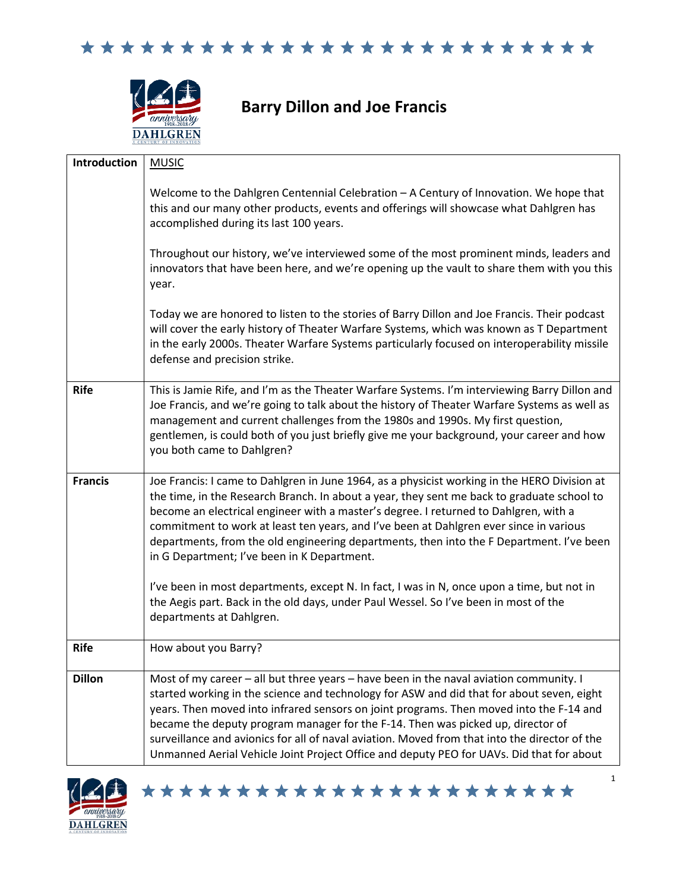# Barry Dillon and Joe Francis

| | |
|---|---|
| **Introduction** | MUSIC<br><br>Welcome to the Dahlgren Centennial Celebration – A Century of Innovation. We hope that this and our many other products, events and offerings will showcase what Dahlgren has accomplished during its last 100 years.<br><br>Throughout our history, we've interviewed some of the most prominent minds, leaders and innovators that have been here, and we're opening up the vault to share them with you this year.<br><br>Today we are honored to listen to the stories of Barry Dillon and Joe Francis. Their podcast will cover the early history of Theater Warfare Systems, which was known as T Department in the early 2000s. Theater Warfare Systems particularly focused on interoperability missile defense and precision strike. |
| **Rife** | This is Jamie Rife, and I'm as the Theater Warfare Systems. I'm interviewing Barry Dillon and Joe Francis, and we're going to talk about the history of Theater Warfare Systems as well as management and current challenges from the 1980s and 1990s. My first question, gentlemen, is could both of you just briefly give me your background, your career and how you both came to Dahlgren? |
| **Francis** | Joe Francis: I came to Dahlgren in June 1964, as a physicist working in the HERO Division at the time, in the Research Branch. In about a year, they sent me back to graduate school to become an electrical engineer with a master's degree. I returned to Dahlgren, with a commitment to work at least ten years, and I've been at Dahlgren ever since in various departments, from the old engineering departments, then into the F Department. I've been in G Department; I've been in K Department.<br><br>I've been in most departments, except N. In fact, I was in N, once upon a time, but not in the Aegis part. Back in the old days, under Paul Wessel. So I've been in most of the departments at Dahlgren. |
| **Rife** | How about you Barry? |
| **Dillon** | Most of my career – all but three years – have been in the naval aviation community. I started working in the science and technology for ASW and did that for about seven, eight years. Then moved into infrared sensors on joint programs. Then moved into the F-14 and became the deputy program manager for the F-14. Then was picked up, director of surveillance and avionics for all of naval aviation. Moved from that into the director of the Unmanned Aerial Vehicle Joint Project Office and deputy PEO for UAVs. Did that for about |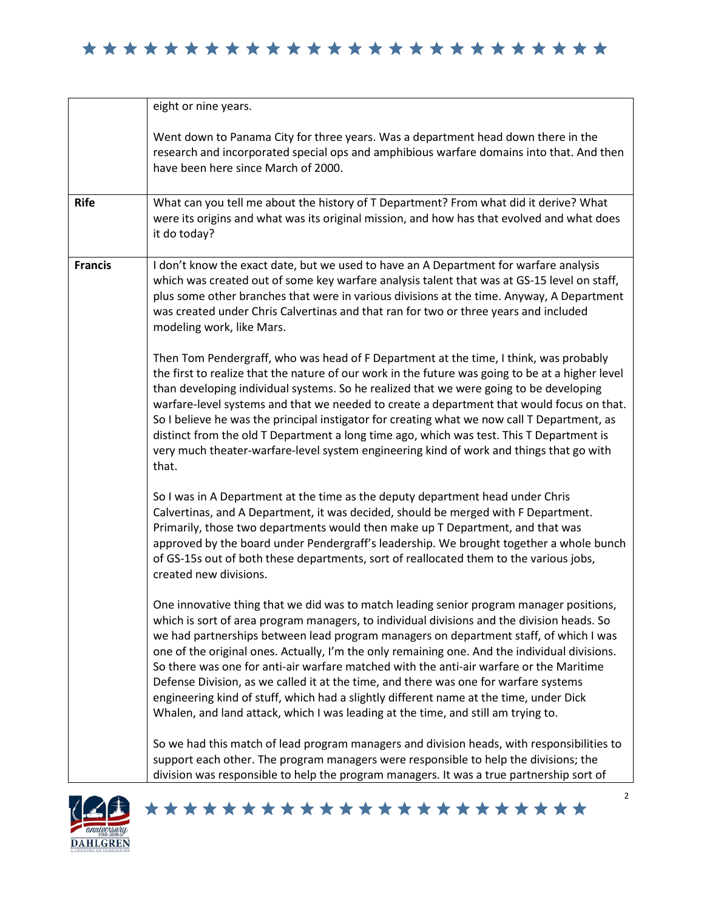| | |
|---|---|
| | eight or nine years.<br><br>Went down to Panama City for three years. Was a department head down there in the research and incorporated special ops and amphibious warfare domains into that. And then have been here since March of 2000. |
| **Rife** | What can you tell me about the history of T Department? From what did it derive? What were its origins and what was its original mission, and how has that evolved and what does it do today? |
| **Francis** | I don't know the exact date, but we used to have an A Department for warfare analysis which was created out of some key warfare analysis talent that was at GS-15 level on staff, plus some other branches that were in various divisions at the time. Anyway, A Department was created under Chris Calvertinas and that ran for two or three years and included modeling work, like Mars.<br><br>Then Tom Pendergraff, who was head of F Department at the time, I think, was probably the first to realize that the nature of our work in the future was going to be at a higher level than developing individual systems. So he realized that we were going to be developing warfare-level systems and that we needed to create a department that would focus on that. So I believe he was the principal instigator for creating what we now call T Department, as distinct from the old T Department a long time ago, which was test. This T Department is very much theater-warfare-level system engineering kind of work and things that go with that.<br><br>So I was in A Department at the time as the deputy department head under Chris Calvertinas, and A Department, it was decided, should be merged with F Department. Primarily, those two departments would then make up T Department, and that was approved by the board under Pendergraff's leadership. We brought together a whole bunch of GS-15s out of both these departments, sort of reallocated them to the various jobs, created new divisions.<br><br>One innovative thing that we did was to match leading senior program manager positions, which is sort of area program managers, to individual divisions and the division heads. So we had partnerships between lead program managers on department staff, of which I was one of the original ones. Actually, I'm the only remaining one. And the individual divisions. So there was one for anti-air warfare matched with the anti-air warfare or the Maritime Defense Division, as we called it at the time, and there was one for warfare systems engineering kind of stuff, which had a slightly different name at the time, under Dick Whalen, and land attack, which I was leading at the time, and still am trying to.<br><br>So we had this match of lead program managers and division heads, with responsibilities to support each other. The program managers were responsible to help the divisions; the division was responsible to help the program managers. It was a true partnership sort of |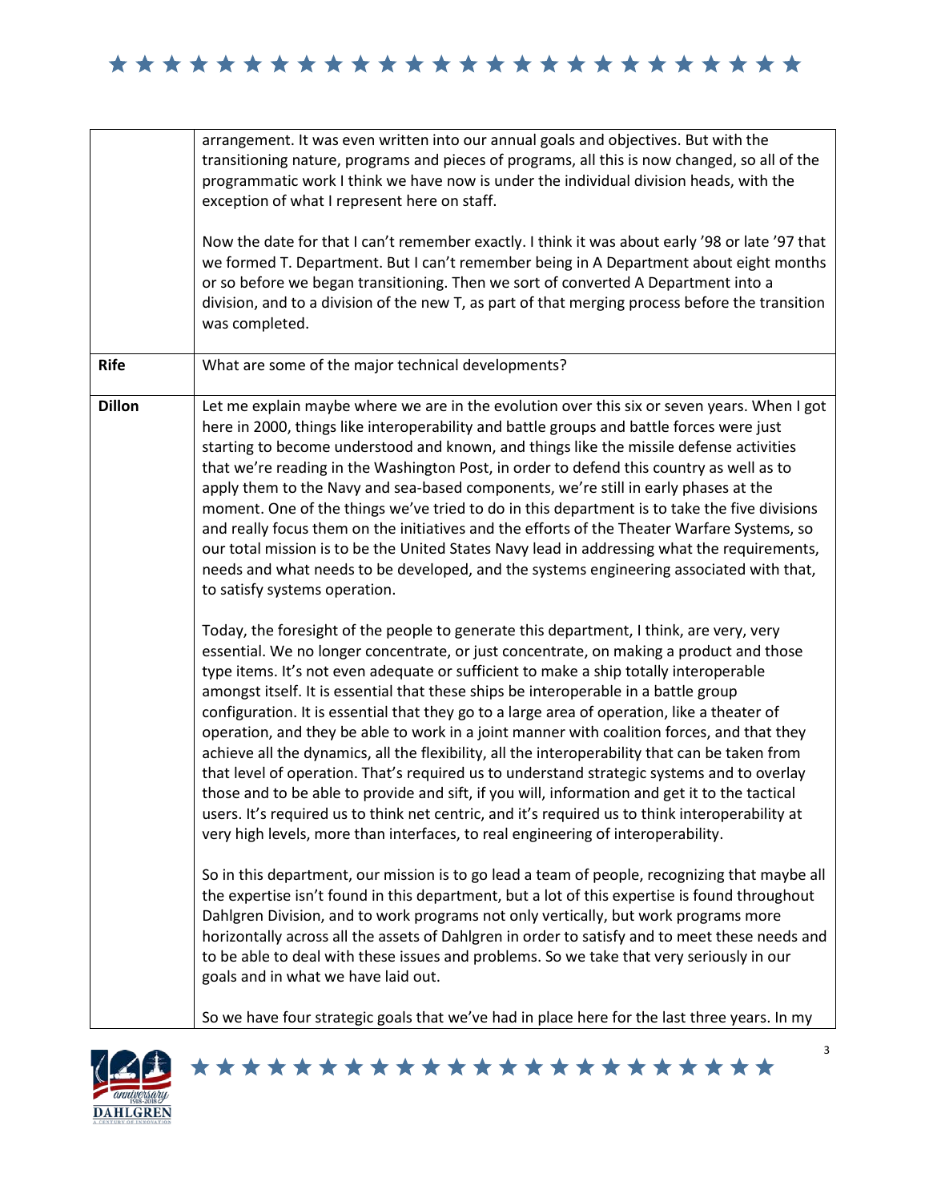| | |
|---|---|
| | arrangement. It was even written into our annual goals and objectives. But with the transitioning nature, programs and pieces of programs, all this is now changed, so all of the programmatic work I think we have now is under the individual division heads, with the exception of what I represent here on staff.<br><br>Now the date for that I can't remember exactly. I think it was about early '98 or late '97 that we formed T. Department. But I can't remember being in A Department about eight months or so before we began transitioning. Then we sort of converted A Department into a division, and to a division of the new T, as part of that merging process before the transition was completed. |
| **Rife** | What are some of the major technical developments? |
| **Dillon** | Let me explain maybe where we are in the evolution over this six or seven years. When I got here in 2000, things like interoperability and battle groups and battle forces were just starting to become understood and known, and things like the missile defense activities that we're reading in the Washington Post, in order to defend this country as well as to apply them to the Navy and sea-based components, we're still in early phases at the moment. One of the things we've tried to do in this department is to take the five divisions and really focus them on the initiatives and the efforts of the Theater Warfare Systems, so our total mission is to be the United States Navy lead in addressing what the requirements, needs and what needs to be developed, and the systems engineering associated with that, to satisfy systems operation.<br><br>Today, the foresight of the people to generate this department, I think, are very, very essential. We no longer concentrate, or just concentrate, on making a product and those type items. It's not even adequate or sufficient to make a ship totally interoperable amongst itself. It is essential that these ships be interoperable in a battle group configuration. It is essential that they go to a large area of operation, like a theater of operation, and they be able to work in a joint manner with coalition forces, and that they achieve all the dynamics, all the flexibility, all the interoperability that can be taken from that level of operation. That's required us to understand strategic systems and to overlay those and to be able to provide and sift, if you will, information and get it to the tactical users. It's required us to think net centric, and it's required us to think interoperability at very high levels, more than interfaces, to real engineering of interoperability.<br><br>So in this department, our mission is to go lead a team of people, recognizing that maybe all the expertise isn't found in this department, but a lot of this expertise is found throughout Dahlgren Division, and to work programs not only vertically, but work programs more horizontally across all the assets of Dahlgren in order to satisfy and to meet these needs and to be able to deal with these issues and problems. So we take that very seriously in our goals and in what we have laid out.<br><br>So we have four strategic goals that we've had in place here for the last three years. In my |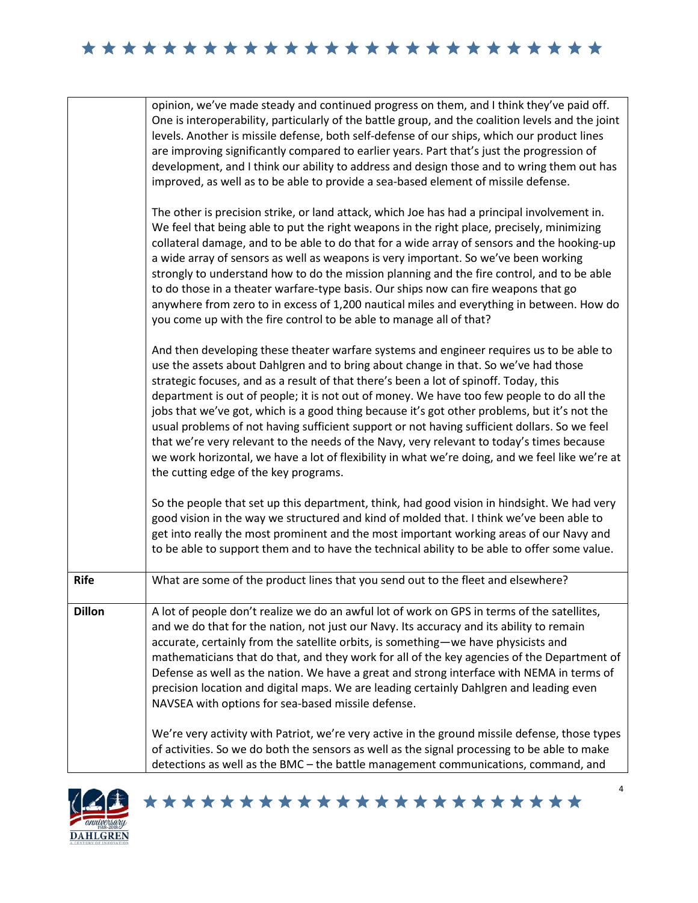| | |
|---|---|
| | opinion, we've made steady and continued progress on them, and I think they've paid off. One is interoperability, particularly of the battle group, and the coalition levels and the joint levels. Another is missile defense, both self-defense of our ships, which our product lines are improving significantly compared to earlier years. Part that's just the progression of development, and I think our ability to address and design those and to wring them out has improved, as well as to be able to provide a sea-based element of missile defense.<br><br>The other is precision strike, or land attack, which Joe has had a principal involvement in. We feel that being able to put the right weapons in the right place, precisely, minimizing collateral damage, and to be able to do that for a wide array of sensors and the hooking-up a wide array of sensors as well as weapons is very important. So we've been working strongly to understand how to do the mission planning and the fire control, and to be able to do those in a theater warfare-type basis. Our ships now can fire weapons that go anywhere from zero to in excess of 1,200 nautical miles and everything in between. How do you come up with the fire control to be able to manage all of that?<br><br>And then developing these theater warfare systems and engineer requires us to be able to use the assets about Dahlgren and to bring about change in that. So we've had those strategic focuses, and as a result of that there's been a lot of spinoff. Today, this department is out of people; it is not out of money. We have too few people to do all the jobs that we've got, which is a good thing because it's got other problems, but it's not the usual problems of not having sufficient support or not having sufficient dollars. So we feel that we're very relevant to the needs of the Navy, very relevant to today's times because we work horizontal, we have a lot of flexibility in what we're doing, and we feel like we're at the cutting edge of the key programs.<br><br>So the people that set up this department, think, had good vision in hindsight. We had very good vision in the way we structured and kind of molded that. I think we've been able to get into really the most prominent and the most important working areas of our Navy and to be able to support them and to have the technical ability to be able to offer some value. |
| **Rife** | What are some of the product lines that you send out to the fleet and elsewhere? |
| **Dillon** | A lot of people don't realize we do an awful lot of work on GPS in terms of the satellites, and we do that for the nation, not just our Navy. Its accuracy and its ability to remain accurate, certainly from the satellite orbits, is something—we have physicists and mathematicians that do that, and they work for all of the key agencies of the Department of Defense as well as the nation. We have a great and strong interface with NEMA in terms of precision location and digital maps. We are leading certainly Dahlgren and leading even NAVSEA with options for sea-based missile defense.<br><br>We're very activity with Patriot, we're very active in the ground missile defense, those types of activities. So we do both the sensors as well as the signal processing to be able to make detections as well as the BMC – the battle management communications, command, and |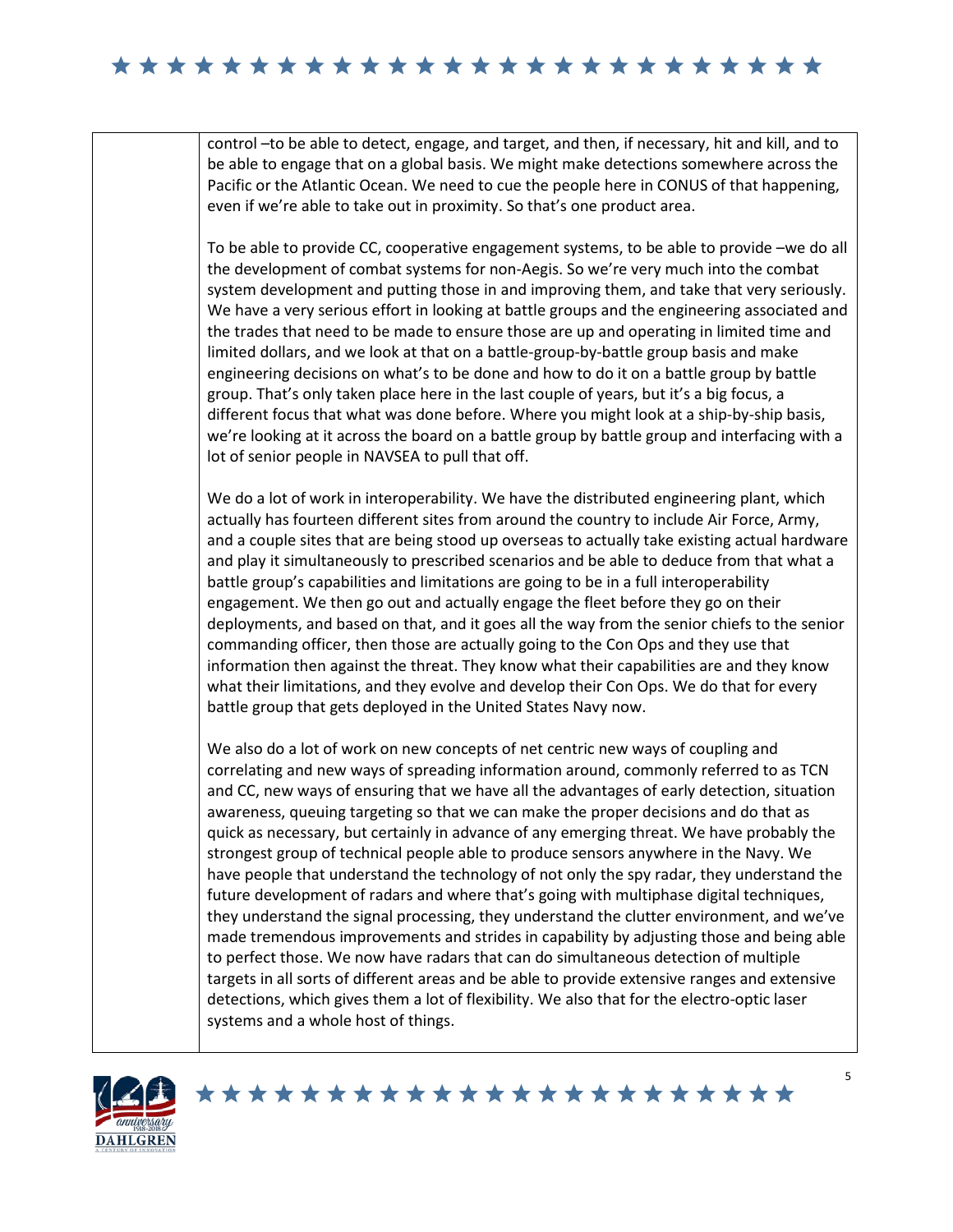control –to be able to detect, engage, and target, and then, if necessary, hit and kill, and to be able to engage that on a global basis. We might make detections somewhere across the Pacific or the Atlantic Ocean. We need to cue the people here in CONUS of that happening, even if we're able to take out in proximity. So that's one product area.

To be able to provide CC, cooperative engagement systems, to be able to provide –we do all the development of combat systems for non-Aegis. So we're very much into the combat system development and putting those in and improving them, and take that very seriously. We have a very serious effort in looking at battle groups and the engineering associated and the trades that need to be made to ensure those are up and operating in limited time and limited dollars, and we look at that on a battle-group-by-battle group basis and make engineering decisions on what's to be done and how to do it on a battle group by battle group. That's only taken place here in the last couple of years, but it's a big focus, a different focus that what was done before. Where you might look at a ship-by-ship basis, we're looking at it across the board on a battle group by battle group and interfacing with a lot of senior people in NAVSEA to pull that off.

We do a lot of work in interoperability. We have the distributed engineering plant, which actually has fourteen different sites from around the country to include Air Force, Army, and a couple sites that are being stood up overseas to actually take existing actual hardware and play it simultaneously to prescribed scenarios and be able to deduce from that what a battle group's capabilities and limitations are going to be in a full interoperability engagement. We then go out and actually engage the fleet before they go on their deployments, and based on that, and it goes all the way from the senior chiefs to the senior commanding officer, then those are actually going to the Con Ops and they use that information then against the threat. They know what their capabilities are and they know what their limitations, and they evolve and develop their Con Ops. We do that for every battle group that gets deployed in the United States Navy now.

We also do a lot of work on new concepts of net centric new ways of coupling and correlating and new ways of spreading information around, commonly referred to as TCN and CC, new ways of ensuring that we have all the advantages of early detection, situation awareness, queuing targeting so that we can make the proper decisions and do that as quick as necessary, but certainly in advance of any emerging threat. We have probably the strongest group of technical people able to produce sensors anywhere in the Navy. We have people that understand the technology of not only the spy radar, they understand the future development of radars and where that's going with multiphase digital techniques, they understand the signal processing, they understand the clutter environment, and we've made tremendous improvements and strides in capability by adjusting those and being able to perfect those. We now have radars that can do simultaneous detection of multiple targets in all sorts of different areas and be able to provide extensive ranges and extensive detections, which gives them a lot of flexibility. We also that for the electro-optic laser systems and a whole host of things.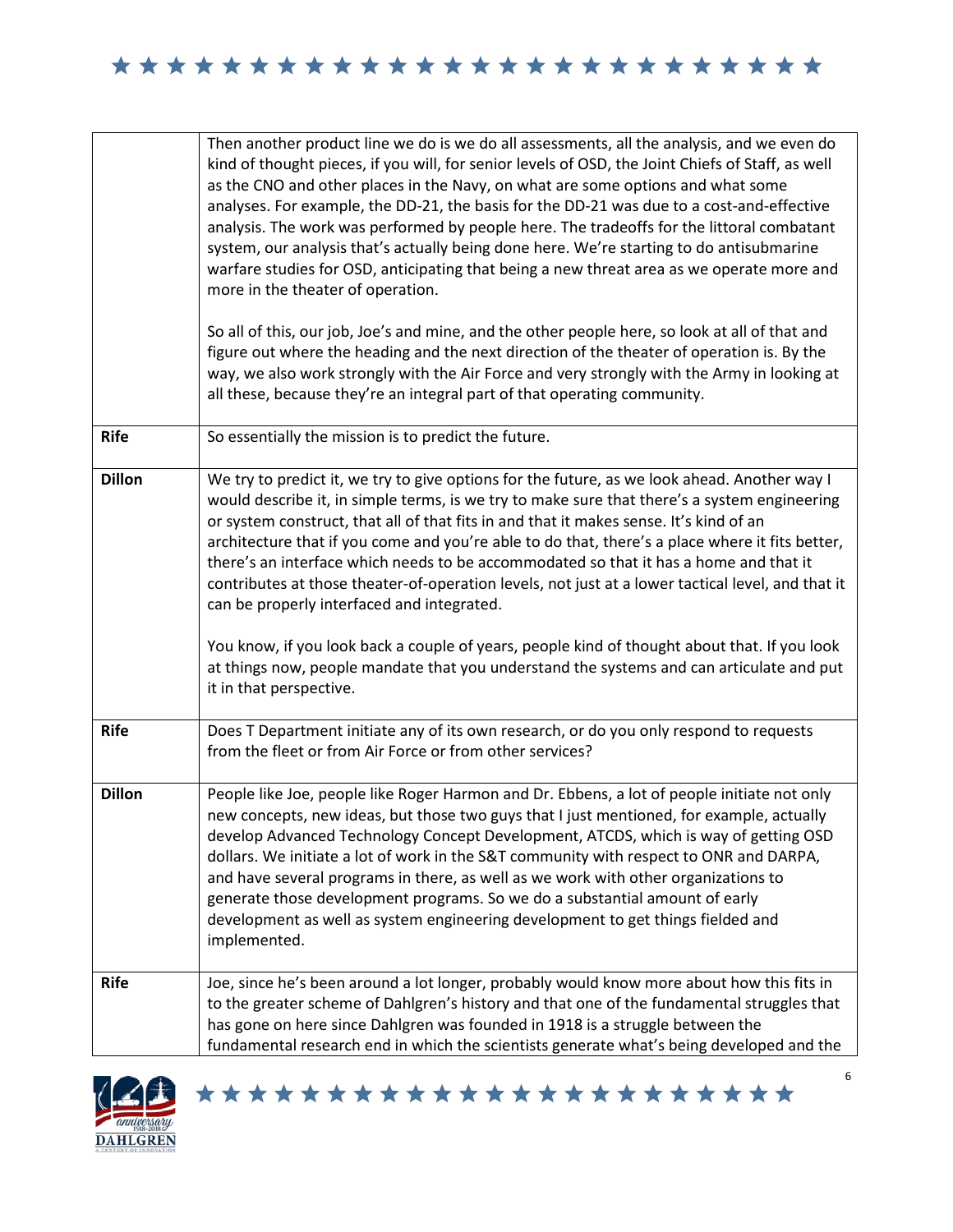| | |
|---|---|
| | Then another product line we do is we do all assessments, all the analysis, and we even do kind of thought pieces, if you will, for senior levels of OSD, the Joint Chiefs of Staff, as well as the CNO and other places in the Navy, on what are some options and what some analyses. For example, the DD-21, the basis for the DD-21 was due to a cost-and-effective analysis. The work was performed by people here. The tradeoffs for the littoral combatant system, our analysis that's actually being done here. We're starting to do antisubmarine warfare studies for OSD, anticipating that being a new threat area as we operate more and more in the theater of operation.<br><br>So all of this, our job, Joe's and mine, and the other people here, so look at all of that and figure out where the heading and the next direction of the theater of operation is. By the way, we also work strongly with the Air Force and very strongly with the Army in looking at all these, because they're an integral part of that operating community. |
| **Rife** | So essentially the mission is to predict the future. |
| **Dillon** | We try to predict it, we try to give options for the future, as we look ahead. Another way I would describe it, in simple terms, is we try to make sure that there's a system engineering or system construct, that all of that fits in and that it makes sense. It's kind of an architecture that if you come and you're able to do that, there's a place where it fits better, there's an interface which needs to be accommodated so that it has a home and that it contributes at those theater-of-operation levels, not just at a lower tactical level, and that it can be properly interfaced and integrated.<br><br>You know, if you look back a couple of years, people kind of thought about that. If you look at things now, people mandate that you understand the systems and can articulate and put it in that perspective. |
| **Rife** | Does T Department initiate any of its own research, or do you only respond to requests from the fleet or from Air Force or from other services? |
| **Dillon** | People like Joe, people like Roger Harmon and Dr. Ebbens, a lot of people initiate not only new concepts, new ideas, but those two guys that I just mentioned, for example, actually develop Advanced Technology Concept Development, ATCDS, which is way of getting OSD dollars. We initiate a lot of work in the S&T community with respect to ONR and DARPA, and have several programs in there, as well as we work with other organizations to generate those development programs. So we do a substantial amount of early development as well as system engineering development to get things fielded and implemented. |
| **Rife** | Joe, since he's been around a lot longer, probably would know more about how this fits in to the greater scheme of Dahlgren's history and that one of the fundamental struggles that has gone on here since Dahlgren was founded in 1918 is a struggle between the fundamental research end in which the scientists generate what's being developed and the |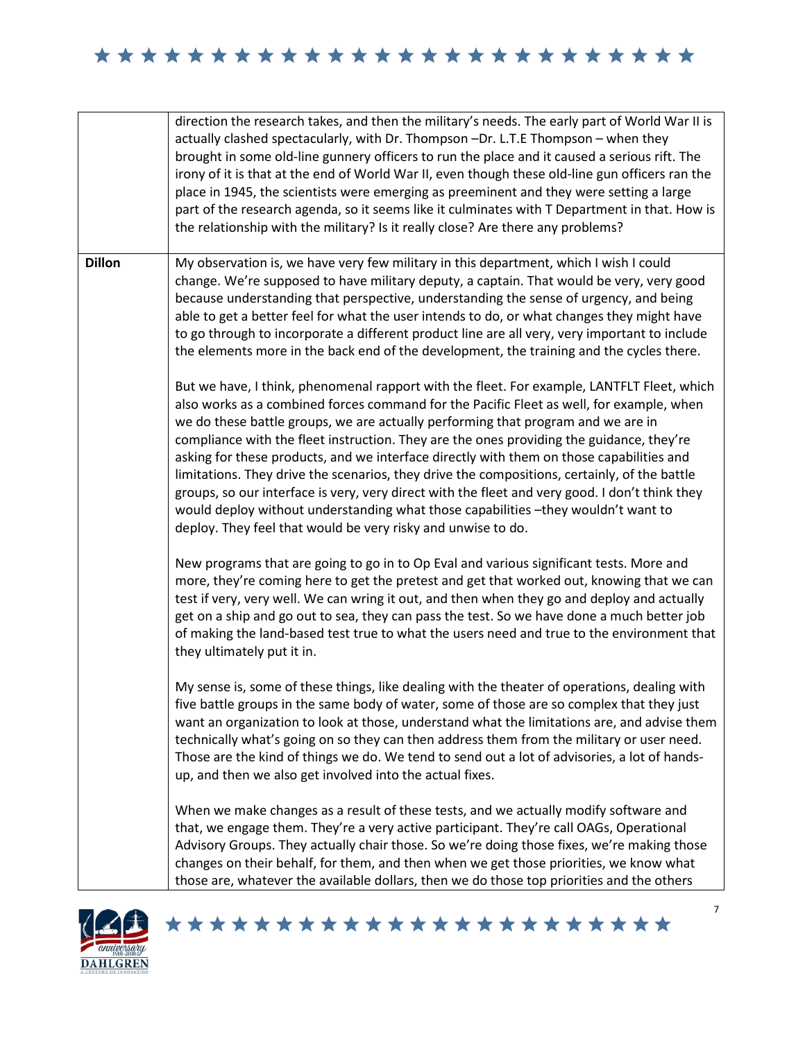| | |
|---|---|
| | direction the research takes, and then the military's needs. The early part of World War II is actually clashed spectacularly, with Dr. Thompson –Dr. L.T.E Thompson – when they brought in some old-line gunnery officers to run the place and it caused a serious rift. The irony of it is that at the end of World War II, even though these old-line gun officers ran the place in 1945, the scientists were emerging as preeminent and they were setting a large part of the research agenda, so it seems like it culminates with T Department in that. How is the relationship with the military? Is it really close? Are there any problems? |
| **Dillon** | My observation is, we have very few military in this department, which I wish I could change. We're supposed to have military deputy, a captain. That would be very, very good because understanding that perspective, understanding the sense of urgency, and being able to get a better feel for what the user intends to do, or what changes they might have to go through to incorporate a different product line are all very, very important to include the elements more in the back end of the development, the training and the cycles there.<br><br>But we have, I think, phenomenal rapport with the fleet. For example, LANTFLT Fleet, which also works as a combined forces command for the Pacific Fleet as well, for example, when we do these battle groups, we are actually performing that program and we are in compliance with the fleet instruction. They are the ones providing the guidance, they're asking for these products, and we interface directly with them on those capabilities and limitations. They drive the scenarios, they drive the compositions, certainly, of the battle groups, so our interface is very, very direct with the fleet and very good. I don't think they would deploy without understanding what those capabilities –they wouldn't want to deploy. They feel that would be very risky and unwise to do.<br><br>New programs that are going to go in to Op Eval and various significant tests. More and more, they're coming here to get the pretest and get that worked out, knowing that we can test if very, very well. We can wring it out, and then when they go and deploy and actually get on a ship and go out to sea, they can pass the test. So we have done a much better job of making the land-based test true to what the users need and true to the environment that they ultimately put it in.<br><br>My sense is, some of these things, like dealing with the theater of operations, dealing with five battle groups in the same body of water, some of those are so complex that they just want an organization to look at those, understand what the limitations are, and advise them technically what's going on so they can then address them from the military or user need. Those are the kind of things we do. We tend to send out a lot of advisories, a lot of hands-up, and then we also get involved into the actual fixes.<br><br>When we make changes as a result of these tests, and we actually modify software and that, we engage them. They're a very active participant. They're call OAGs, Operational Advisory Groups. They actually chair those. So we're doing those fixes, we're making those changes on their behalf, for them, and then when we get those priorities, we know what those are, whatever the available dollars, then we do those top priorities and the others |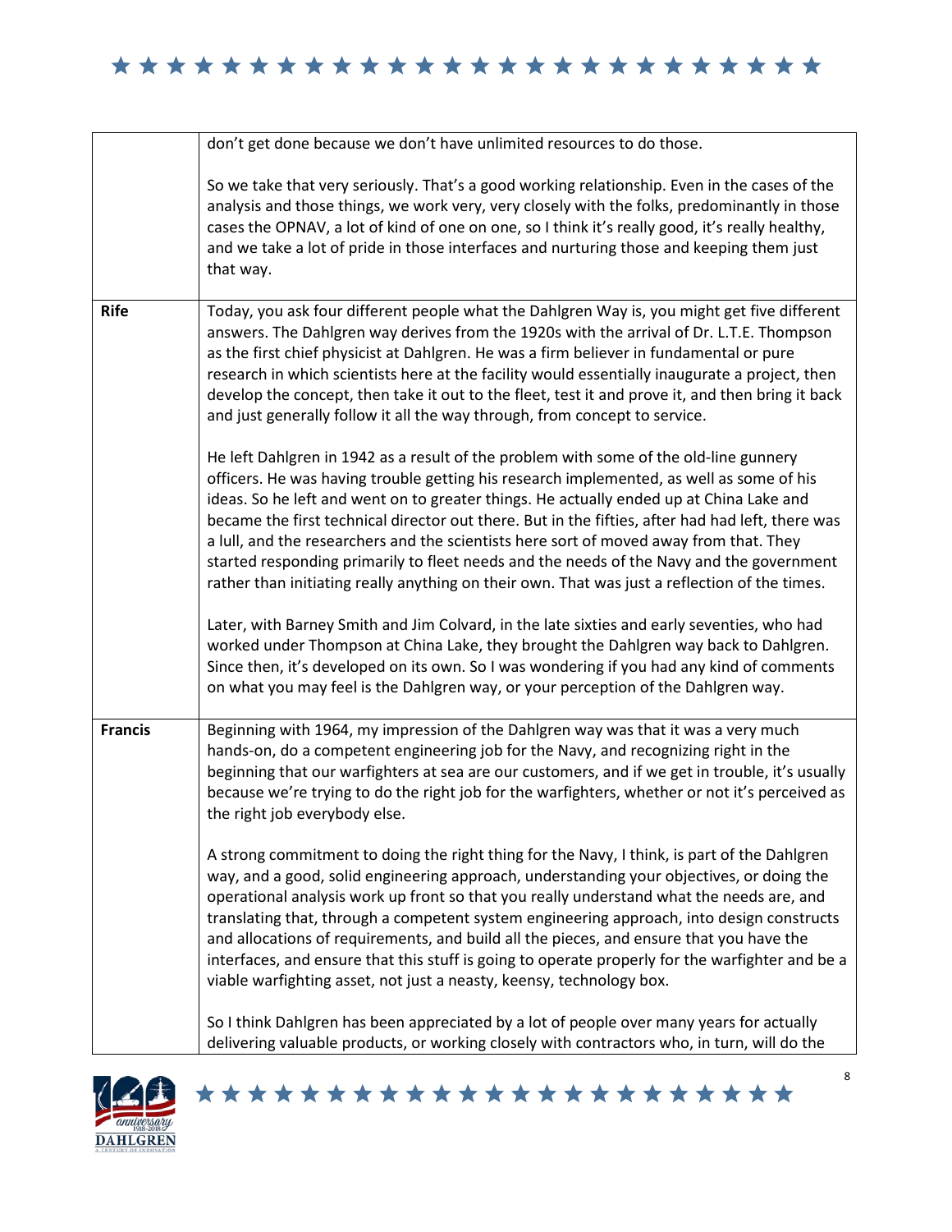| | |
|---|---|
| | don't get done because we don't have unlimited resources to do those.<br><br>So we take that very seriously. That's a good working relationship. Even in the cases of the analysis and those things, we work very, very closely with the folks, predominantly in those cases the OPNAV, a lot of kind of one on one, so I think it's really good, it's really healthy, and we take a lot of pride in those interfaces and nurturing those and keeping them just that way. |
| **Rife** | Today, you ask four different people what the Dahlgren Way is, you might get five different answers. The Dahlgren way derives from the 1920s with the arrival of Dr. L.T.E. Thompson as the first chief physicist at Dahlgren. He was a firm believer in fundamental or pure research in which scientists here at the facility would essentially inaugurate a project, then develop the concept, then take it out to the fleet, test it and prove it, and then bring it back and just generally follow it all the way through, from concept to service.<br><br>He left Dahlgren in 1942 as a result of the problem with some of the old-line gunnery officers. He was having trouble getting his research implemented, as well as some of his ideas. So he left and went on to greater things. He actually ended up at China Lake and became the first technical director out there. But in the fifties, after had had left, there was a lull, and the researchers and the scientists here sort of moved away from that. They started responding primarily to fleet needs and the needs of the Navy and the government rather than initiating really anything on their own. That was just a reflection of the times.<br><br>Later, with Barney Smith and Jim Colvard, in the late sixties and early seventies, who had worked under Thompson at China Lake, they brought the Dahlgren way back to Dahlgren. Since then, it's developed on its own. So I was wondering if you had any kind of comments on what you may feel is the Dahlgren way, or your perception of the Dahlgren way. |
| **Francis** | Beginning with 1964, my impression of the Dahlgren way was that it was a very much hands-on, do a competent engineering job for the Navy, and recognizing right in the beginning that our warfighters at sea are our customers, and if we get in trouble, it's usually because we're trying to do the right job for the warfighters, whether or not it's perceived as the right job everybody else.<br><br>A strong commitment to doing the right thing for the Navy, I think, is part of the Dahlgren way, and a good, solid engineering approach, understanding your objectives, or doing the operational analysis work up front so that you really understand what the needs are, and translating that, through a competent system engineering approach, into design constructs and allocations of requirements, and build all the pieces, and ensure that you have the interfaces, and ensure that this stuff is going to operate properly for the warfighter and be a viable warfighting asset, not just a neasty, keensy, technology box.<br><br>So I think Dahlgren has been appreciated by a lot of people over many years for actually delivering valuable products, or working closely with contractors who, in turn, will do the |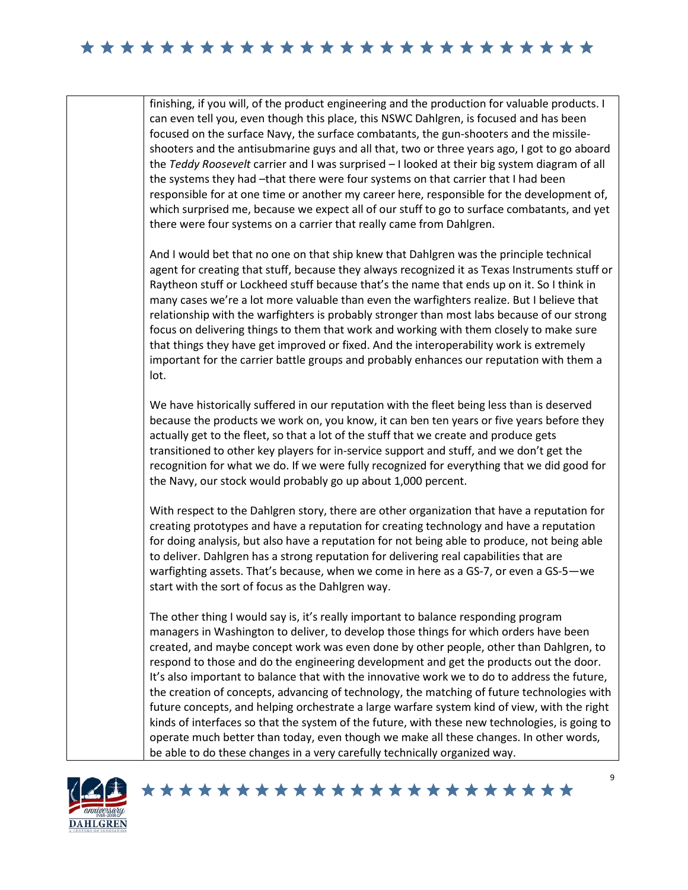finishing, if you will, of the product engineering and the production for valuable products. I can even tell you, even though this place, this NSWC Dahlgren, is focused and has been focused on the surface Navy, the surface combatants, the gun-shooters and the missile-shooters and the antisubmarine guys and all that, two or three years ago, I got to go aboard the *Teddy Roosevelt* carrier and I was surprised – I looked at their big system diagram of all the systems they had –that there were four systems on that carrier that I had been responsible for at one time or another my career here, responsible for the development of, which surprised me, because we expect all of our stuff to go to surface combatants, and yet there were four systems on a carrier that really came from Dahlgren.

And I would bet that no one on that ship knew that Dahlgren was the principle technical agent for creating that stuff, because they always recognized it as Texas Instruments stuff or Raytheon stuff or Lockheed stuff because that's the name that ends up on it. So I think in many cases we're a lot more valuable than even the warfighters realize. But I believe that relationship with the warfighters is probably stronger than most labs because of our strong focus on delivering things to them that work and working with them closely to make sure that things they have get improved or fixed. And the interoperability work is extremely important for the carrier battle groups and probably enhances our reputation with them a lot.

We have historically suffered in our reputation with the fleet being less than is deserved because the products we work on, you know, it can ben ten years or five years before they actually get to the fleet, so that a lot of the stuff that we create and produce gets transitioned to other key players for in-service support and stuff, and we don't get the recognition for what we do. If we were fully recognized for everything that we did good for the Navy, our stock would probably go up about 1,000 percent.

With respect to the Dahlgren story, there are other organization that have a reputation for creating prototypes and have a reputation for creating technology and have a reputation for doing analysis, but also have a reputation for not being able to produce, not being able to deliver. Dahlgren has a strong reputation for delivering real capabilities that are warfighting assets. That's because, when we come in here as a GS-7, or even a GS-5—we start with the sort of focus as the Dahlgren way.

The other thing I would say is, it's really important to balance responding program managers in Washington to deliver, to develop those things for which orders have been created, and maybe concept work was even done by other people, other than Dahlgren, to respond to those and do the engineering development and get the products out the door. It's also important to balance that with the innovative work we to do to address the future, the creation of concepts, advancing of technology, the matching of future technologies with future concepts, and helping orchestrate a large warfare system kind of view, with the right kinds of interfaces so that the system of the future, with these new technologies, is going to operate much better than today, even though we make all these changes. In other words, be able to do these changes in a very carefully technically organized way.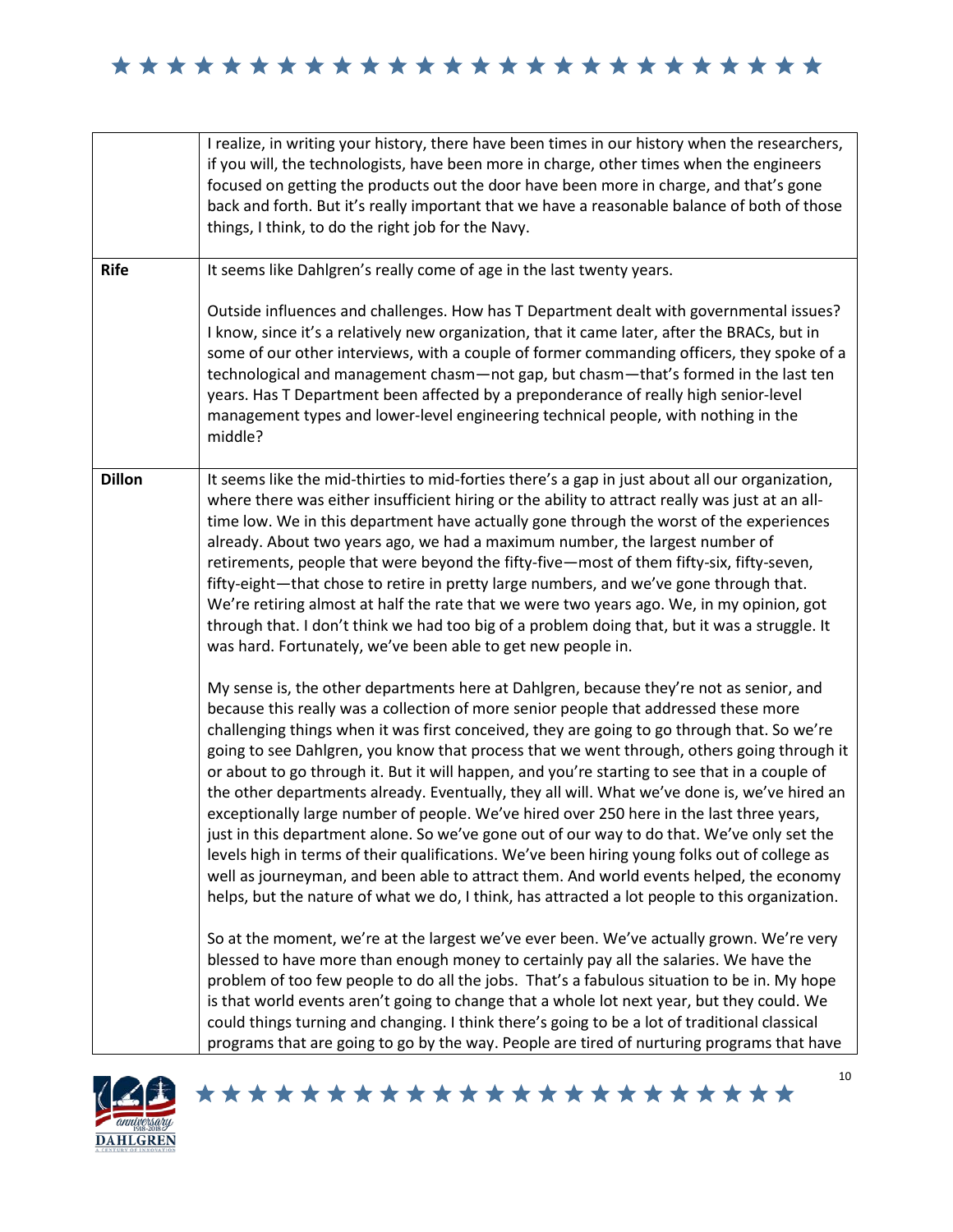| | |
|---|---|
| | I realize, in writing your history, there have been times in our history when the researchers, if you will, the technologists, have been more in charge, other times when the engineers focused on getting the products out the door have been more in charge, and that's gone back and forth. But it's really important that we have a reasonable balance of both of those things, I think, to do the right job for the Navy. |
| **Rife** | It seems like Dahlgren's really come of age in the last twenty years.<br><br>Outside influences and challenges. How has T Department dealt with governmental issues? I know, since it's a relatively new organization, that it came later, after the BRACs, but in some of our other interviews, with a couple of former commanding officers, they spoke of a technological and management chasm—not gap, but chasm—that's formed in the last ten years. Has T Department been affected by a preponderance of really high senior-level management types and lower-level engineering technical people, with nothing in the middle? |
| **Dillon** | It seems like the mid-thirties to mid-forties there's a gap in just about all our organization, where there was either insufficient hiring or the ability to attract really was just at an all-time low. We in this department have actually gone through the worst of the experiences already. About two years ago, we had a maximum number, the largest number of retirements, people that were beyond the fifty-five—most of them fifty-six, fifty-seven, fifty-eight—that chose to retire in pretty large numbers, and we've gone through that. We're retiring almost at half the rate that we were two years ago. We, in my opinion, got through that. I don't think we had too big of a problem doing that, but it was a struggle. It was hard. Fortunately, we've been able to get new people in.<br><br>My sense is, the other departments here at Dahlgren, because they're not as senior, and because this really was a collection of more senior people that addressed these more challenging things when it was first conceived, they are going to go through that. So we're going to see Dahlgren, you know that process that we went through, others going through it or about to go through it. But it will happen, and you're starting to see that in a couple of the other departments already. Eventually, they all will. What we've done is, we've hired an exceptionally large number of people. We've hired over 250 here in the last three years, just in this department alone. So we've gone out of our way to do that. We've only set the levels high in terms of their qualifications. We've been hiring young folks out of college as well as journeyman, and been able to attract them. And world events helped, the economy helps, but the nature of what we do, I think, has attracted a lot people to this organization.<br><br>So at the moment, we're at the largest we've ever been. We've actually grown. We're very blessed to have more than enough money to certainly pay all the salaries. We have the problem of too few people to do all the jobs. That's a fabulous situation to be in. My hope is that world events aren't going to change that a whole lot next year, but they could. We could things turning and changing. I think there's going to be a lot of traditional classical programs that are going to go by the way. People are tired of nurturing programs that have |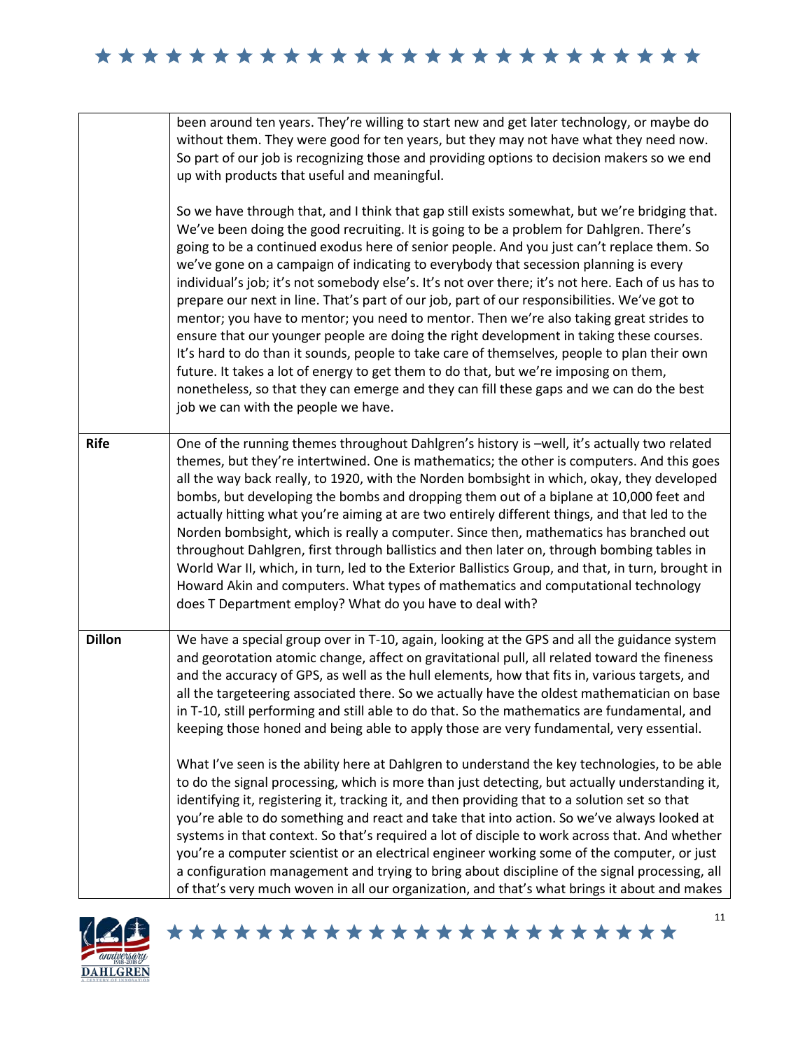| | |
|---|---|
| | been around ten years. They're willing to start new and get later technology, or maybe do without them. They were good for ten years, but they may not have what they need now. So part of our job is recognizing those and providing options to decision makers so we end up with products that useful and meaningful.<br><br>So we have through that, and I think that gap still exists somewhat, but we're bridging that. We've been doing the good recruiting. It is going to be a problem for Dahlgren. There's going to be a continued exodus here of senior people. And you just can't replace them. So we've gone on a campaign of indicating to everybody that secession planning is every individual's job; it's not somebody else's. It's not over there; it's not here. Each of us has to prepare our next in line. That's part of our job, part of our responsibilities. We've got to mentor; you have to mentor; you need to mentor. Then we're also taking great strides to ensure that our younger people are doing the right development in taking these courses. It's hard to do than it sounds, people to take care of themselves, people to plan their own future. It takes a lot of energy to get them to do that, but we're imposing on them, nonetheless, so that they can emerge and they can fill these gaps and we can do the best job we can with the people we have. |
| **Rife** | One of the running themes throughout Dahlgren's history is –well, it's actually two related themes, but they're intertwined. One is mathematics; the other is computers. And this goes all the way back really, to 1920, with the Norden bombsight in which, okay, they developed bombs, but developing the bombs and dropping them out of a biplane at 10,000 feet and actually hitting what you're aiming at are two entirely different things, and that led to the Norden bombsight, which is really a computer. Since then, mathematics has branched out throughout Dahlgren, first through ballistics and then later on, through bombing tables in World War II, which, in turn, led to the Exterior Ballistics Group, and that, in turn, brought in Howard Akin and computers. What types of mathematics and computational technology does T Department employ? What do you have to deal with? |
| **Dillon** | We have a special group over in T-10, again, looking at the GPS and all the guidance system and georotation atomic change, affect on gravitational pull, all related toward the fineness and the accuracy of GPS, as well as the hull elements, how that fits in, various targets, and all the targeteering associated there. So we actually have the oldest mathematician on base in T-10, still performing and still able to do that. So the mathematics are fundamental, and keeping those honed and being able to apply those are very fundamental, very essential.<br><br>What I've seen is the ability here at Dahlgren to understand the key technologies, to be able to do the signal processing, which is more than just detecting, but actually understanding it, identifying it, registering it, tracking it, and then providing that to a solution set so that you're able to do something and react and take that into action. So we've always looked at systems in that context. So that's required a lot of disciple to work across that. And whether you're a computer scientist or an electrical engineer working some of the computer, or just a configuration management and trying to bring about discipline of the signal processing, all of that's very much woven in all our organization, and that's what brings it about and makes |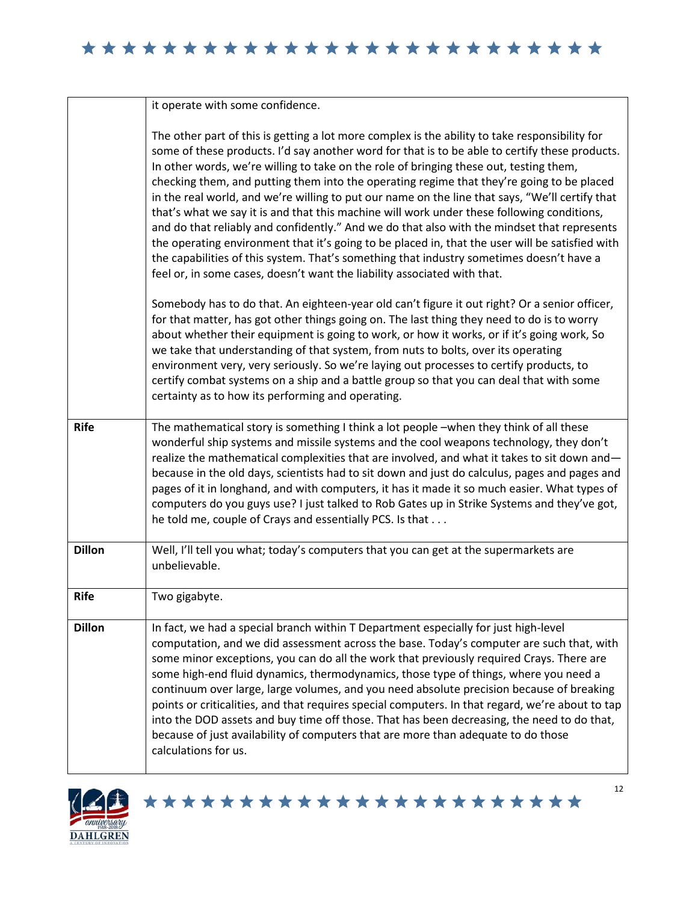| | |
|---|---|
| | it operate with some confidence.<br><br>The other part of this is getting a lot more complex is the ability to take responsibility for some of these products. I'd say another word for that is to be able to certify these products. In other words, we're willing to take on the role of bringing these out, testing them, checking them, and putting them into the operating regime that they're going to be placed in the real world, and we're willing to put our name on the line that says, "We'll certify that that's what we say it is and that this machine will work under these following conditions, and do that reliably and confidently." And we do that also with the mindset that represents the operating environment that it's going to be placed in, that the user will be satisfied with the capabilities of this system. That's something that industry sometimes doesn't have a feel or, in some cases, doesn't want the liability associated with that.<br><br>Somebody has to do that. An eighteen-year old can't figure it out right? Or a senior officer, for that matter, has got other things going on. The last thing they need to do is to worry about whether their equipment is going to work, or how it works, or if it's going work, So we take that understanding of that system, from nuts to bolts, over its operating environment very, very seriously. So we're laying out processes to certify products, to certify combat systems on a ship and a battle group so that you can deal that with some certainty as to how its performing and operating. |
| **Rife** | The mathematical story is something I think a lot people –when they think of all these wonderful ship systems and missile systems and the cool weapons technology, they don't realize the mathematical complexities that are involved, and what it takes to sit down and—because in the old days, scientists had to sit down and just do calculus, pages and pages and pages of it in longhand, and with computers, it has it made it so much easier. What types of computers do you guys use? I just talked to Rob Gates up in Strike Systems and they've got, he told me, couple of Crays and essentially PCS. Is that . . . |
| **Dillon** | Well, I'll tell you what; today's computers that you can get at the supermarkets are unbelievable. |
| **Rife** | Two gigabyte. |
| **Dillon** | In fact, we had a special branch within T Department especially for just high-level computation, and we did assessment across the base. Today's computer are such that, with some minor exceptions, you can do all the work that previously required Crays. There are some high-end fluid dynamics, thermodynamics, those type of things, where you need a continuum over large, large volumes, and you need absolute precision because of breaking points or criticalities, and that requires special computers. In that regard, we're about to tap into the DOD assets and buy time off those. That has been decreasing, the need to do that, because of just availability of computers that are more than adequate to do those calculations for us. |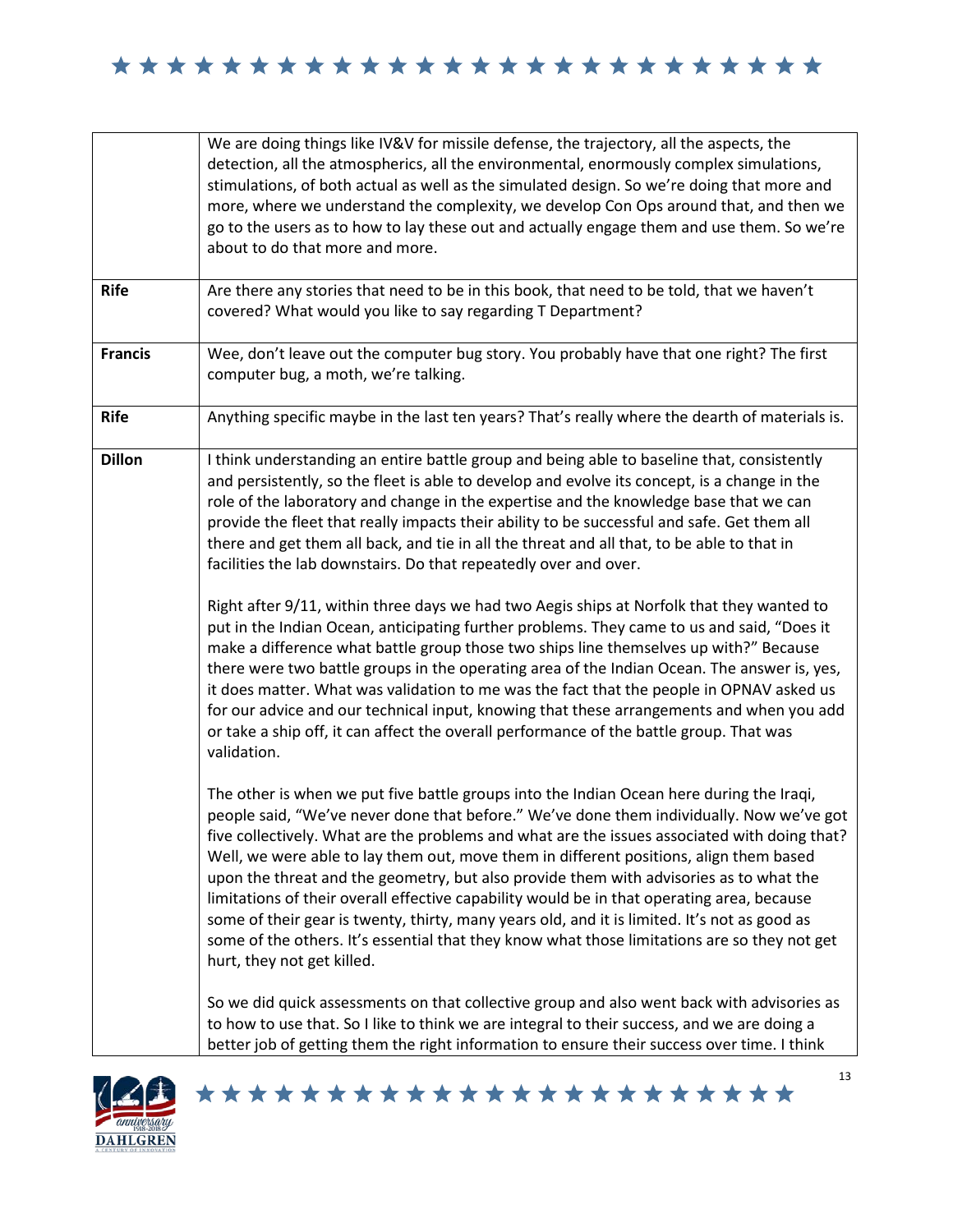| | |
|---|---|
| | We are doing things like IV&V for missile defense, the trajectory, all the aspects, the detection, all the atmospherics, all the environmental, enormously complex simulations, stimulations, of both actual as well as the simulated design. So we're doing that more and more, where we understand the complexity, we develop Con Ops around that, and then we go to the users as to how to lay these out and actually engage them and use them. So we're about to do that more and more. |
| **Rife** | Are there any stories that need to be in this book, that need to be told, that we haven't covered? What would you like to say regarding T Department? |
| **Francis** | Wee, don't leave out the computer bug story. You probably have that one right? The first computer bug, a moth, we're talking. |
| **Rife** | Anything specific maybe in the last ten years? That's really where the dearth of materials is. |
| **Dillon** | I think understanding an entire battle group and being able to baseline that, consistently and persistently, so the fleet is able to develop and evolve its concept, is a change in the role of the laboratory and change in the expertise and the knowledge base that we can provide the fleet that really impacts their ability to be successful and safe. Get them all there and get them all back, and tie in all the threat and all that, to be able to that in facilities the lab downstairs. Do that repeatedly over and over.<br><br>Right after 9/11, within three days we had two Aegis ships at Norfolk that they wanted to put in the Indian Ocean, anticipating further problems. They came to us and said, "Does it make a difference what battle group those two ships line themselves up with?" Because there were two battle groups in the operating area of the Indian Ocean. The answer is, yes, it does matter. What was validation to me was the fact that the people in OPNAV asked us for our advice and our technical input, knowing that these arrangements and when you add or take a ship off, it can affect the overall performance of the battle group. That was validation.<br><br>The other is when we put five battle groups into the Indian Ocean here during the Iraqi, people said, "We've never done that before." We've done them individually. Now we've got five collectively. What are the problems and what are the issues associated with doing that? Well, we were able to lay them out, move them in different positions, align them based upon the threat and the geometry, but also provide them with advisories as to what the limitations of their overall effective capability would be in that operating area, because some of their gear is twenty, thirty, many years old, and it is limited. It's not as good as some of the others. It's essential that they know what those limitations are so they not get hurt, they not get killed.<br><br>So we did quick assessments on that collective group and also went back with advisories as to how to use that. So I like to think we are integral to their success, and we are doing a better job of getting them the right information to ensure their success over time. I think |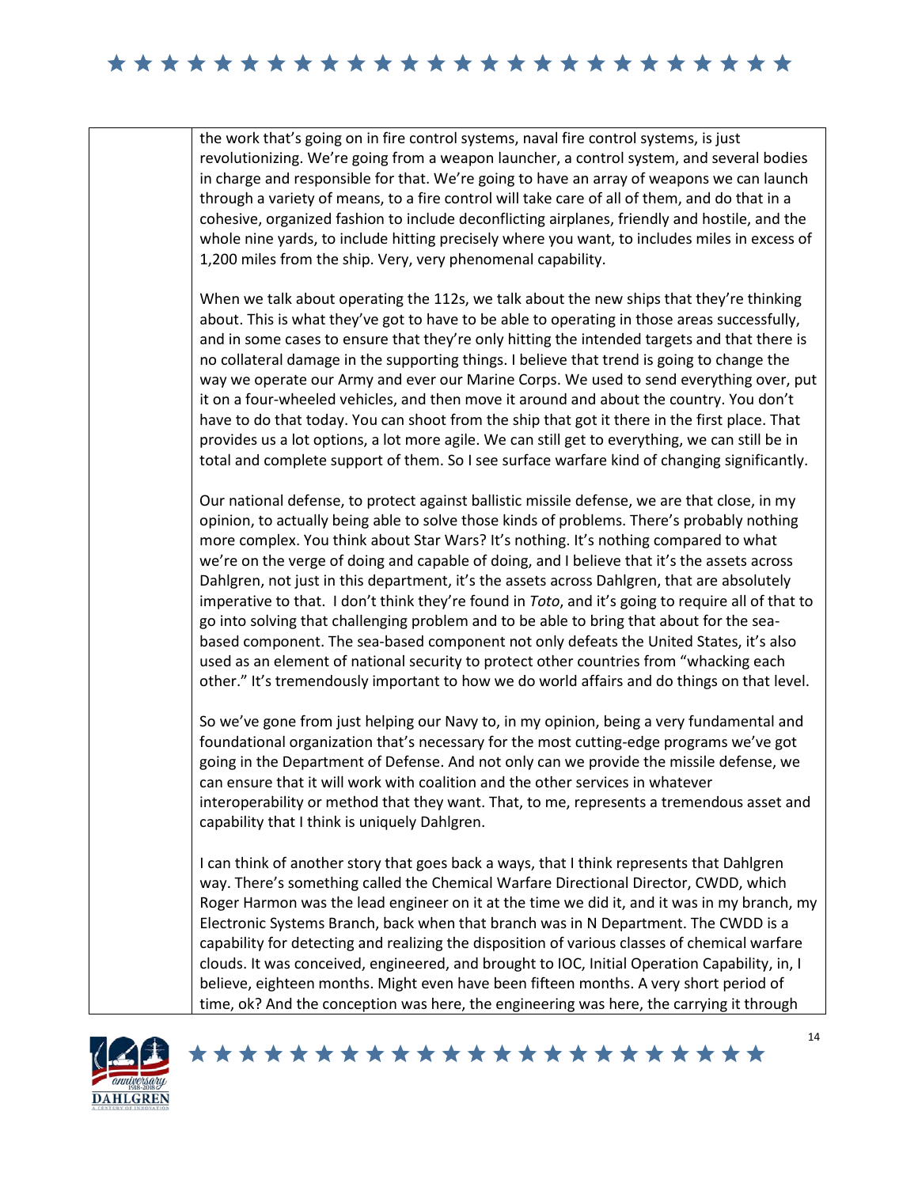the work that's going on in fire control systems, naval fire control systems, is just revolutionizing. We're going from a weapon launcher, a control system, and several bodies in charge and responsible for that. We're going to have an array of weapons we can launch through a variety of means, to a fire control will take care of all of them, and do that in a cohesive, organized fashion to include deconflicting airplanes, friendly and hostile, and the whole nine yards, to include hitting precisely where you want, to includes miles in excess of 1,200 miles from the ship. Very, very phenomenal capability.

When we talk about operating the 112s, we talk about the new ships that they're thinking about. This is what they've got to have to be able to operating in those areas successfully, and in some cases to ensure that they're only hitting the intended targets and that there is no collateral damage in the supporting things. I believe that trend is going to change the way we operate our Army and ever our Marine Corps. We used to send everything over, put it on a four-wheeled vehicles, and then move it around and about the country. You don't have to do that today. You can shoot from the ship that got it there in the first place. That provides us a lot options, a lot more agile. We can still get to everything, we can still be in total and complete support of them. So I see surface warfare kind of changing significantly.

Our national defense, to protect against ballistic missile defense, we are that close, in my opinion, to actually being able to solve those kinds of problems. There's probably nothing more complex. You think about Star Wars? It's nothing. It's nothing compared to what we're on the verge of doing and capable of doing, and I believe that it's the assets across Dahlgren, not just in this department, it's the assets across Dahlgren, that are absolutely imperative to that. I don't think they're found in *Toto*, and it's going to require all of that to go into solving that challenging problem and to be able to bring that about for the sea-based component. The sea-based component not only defeats the United States, it's also used as an element of national security to protect other countries from "whacking each other." It's tremendously important to how we do world affairs and do things on that level.

So we've gone from just helping our Navy to, in my opinion, being a very fundamental and foundational organization that's necessary for the most cutting-edge programs we've got going in the Department of Defense. And not only can we provide the missile defense, we can ensure that it will work with coalition and the other services in whatever interoperability or method that they want. That, to me, represents a tremendous asset and capability that I think is uniquely Dahlgren.

I can think of another story that goes back a ways, that I think represents that Dahlgren way. There's something called the Chemical Warfare Directional Director, CWDD, which Roger Harmon was the lead engineer on it at the time we did it, and it was in my branch, my Electronic Systems Branch, back when that branch was in N Department. The CWDD is a capability for detecting and realizing the disposition of various classes of chemical warfare clouds. It was conceived, engineered, and brought to IOC, Initial Operation Capability, in, I believe, eighteen months. Might even have been fifteen months. A very short period of time, ok? And the conception was here, the engineering was here, the carrying it through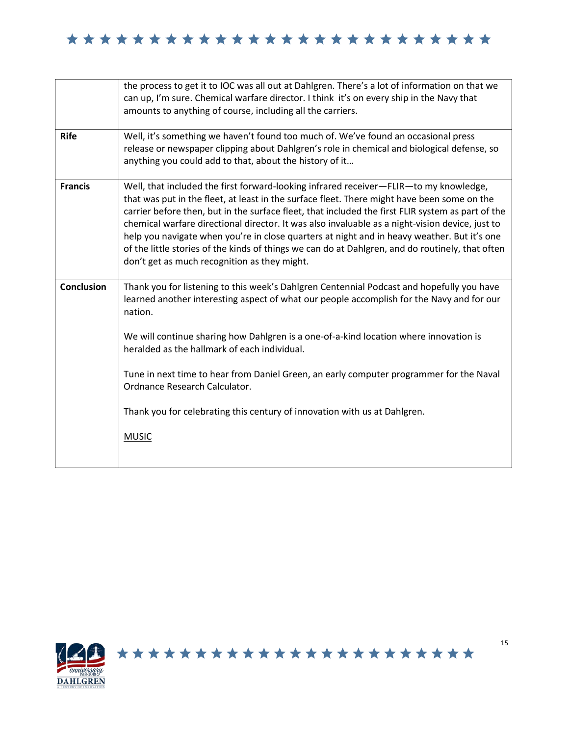| | |
|---|---|
| | the process to get it to IOC was all out at Dahlgren. There's a lot of information on that we can up, I'm sure. Chemical warfare director. I think it's on every ship in the Navy that amounts to anything of course, including all the carriers. |
| **Rife** | Well, it's something we haven't found too much of. We've found an occasional press release or newspaper clipping about Dahlgren's role in chemical and biological defense, so anything you could add to that, about the history of it… |
| **Francis** | Well, that included the first forward-looking infrared receiver—FLIR—to my knowledge, that was put in the fleet, at least in the surface fleet. There might have been some on the carrier before then, but in the surface fleet, that included the first FLIR system as part of the chemical warfare directional director. It was also invaluable as a night-vision device, just to help you navigate when you're in close quarters at night and in heavy weather. But it's one of the little stories of the kinds of things we can do at Dahlgren, and do routinely, that often don't get as much recognition as they might. |
| **Conclusion** | Thank you for listening to this week's Dahlgren Centennial Podcast and hopefully you have learned another interesting aspect of what our people accomplish for the Navy and for our nation.<br><br>We will continue sharing how Dahlgren is a one-of-a-kind location where innovation is heralded as the hallmark of each individual.<br><br>Tune in next time to hear from Daniel Green, an early computer programmer for the Naval Ordnance Research Calculator.<br><br>Thank you for celebrating this century of innovation with us at Dahlgren.<br><br><u>MUSIC</u> |